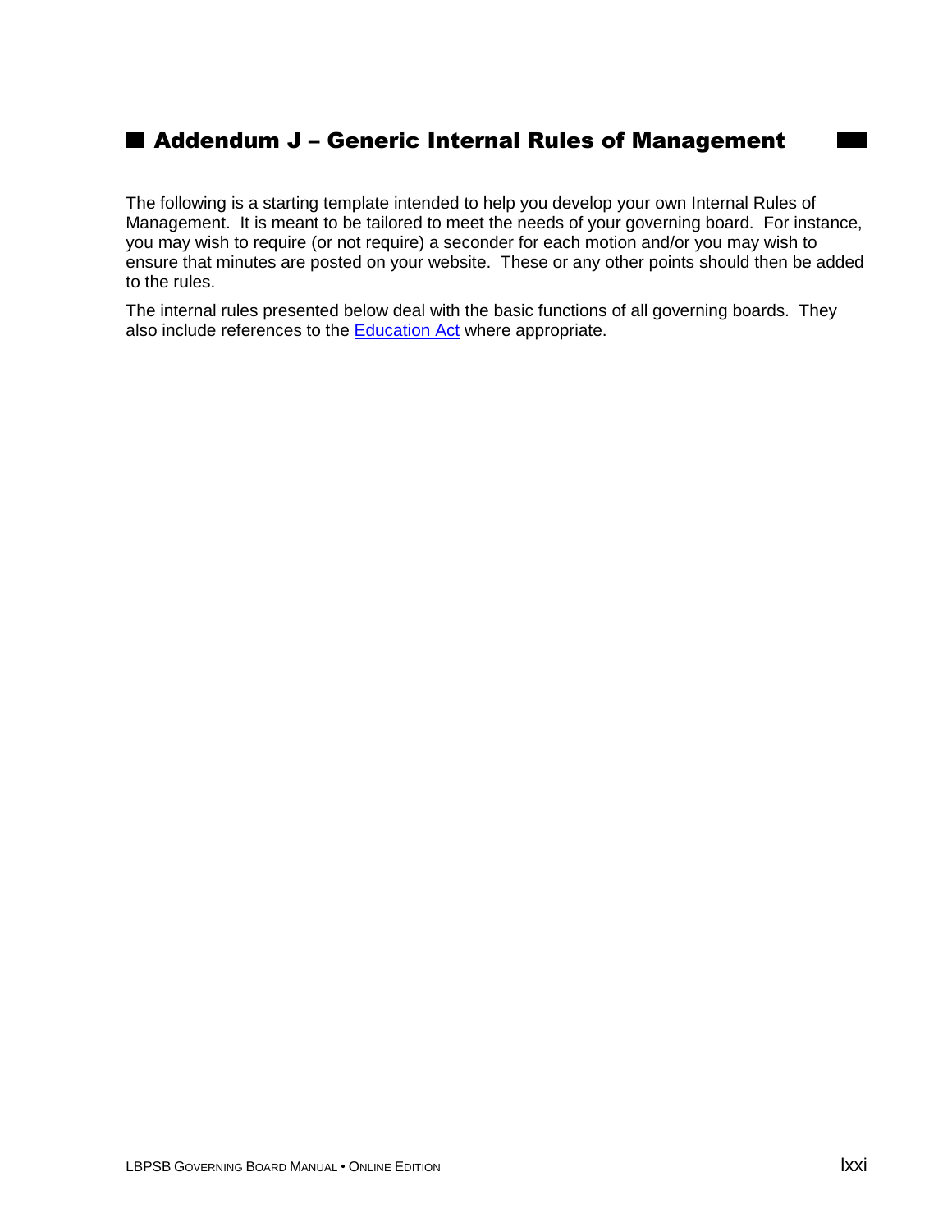# Addendum J – Generic Internal Rules of Management

The following is a starting template intended to help you develop your own Internal Rules of Management. It is meant to be tailored to meet the needs of your governing board. For instance, you may wish to require (or not require) a seconder for each motion and/or you may wish to ensure that minutes are posted on your website. These or any other points should then be added to the rules.

The internal rules presented below deal with the basic functions of all governing boards. They also include references to the Education Act where appropriate.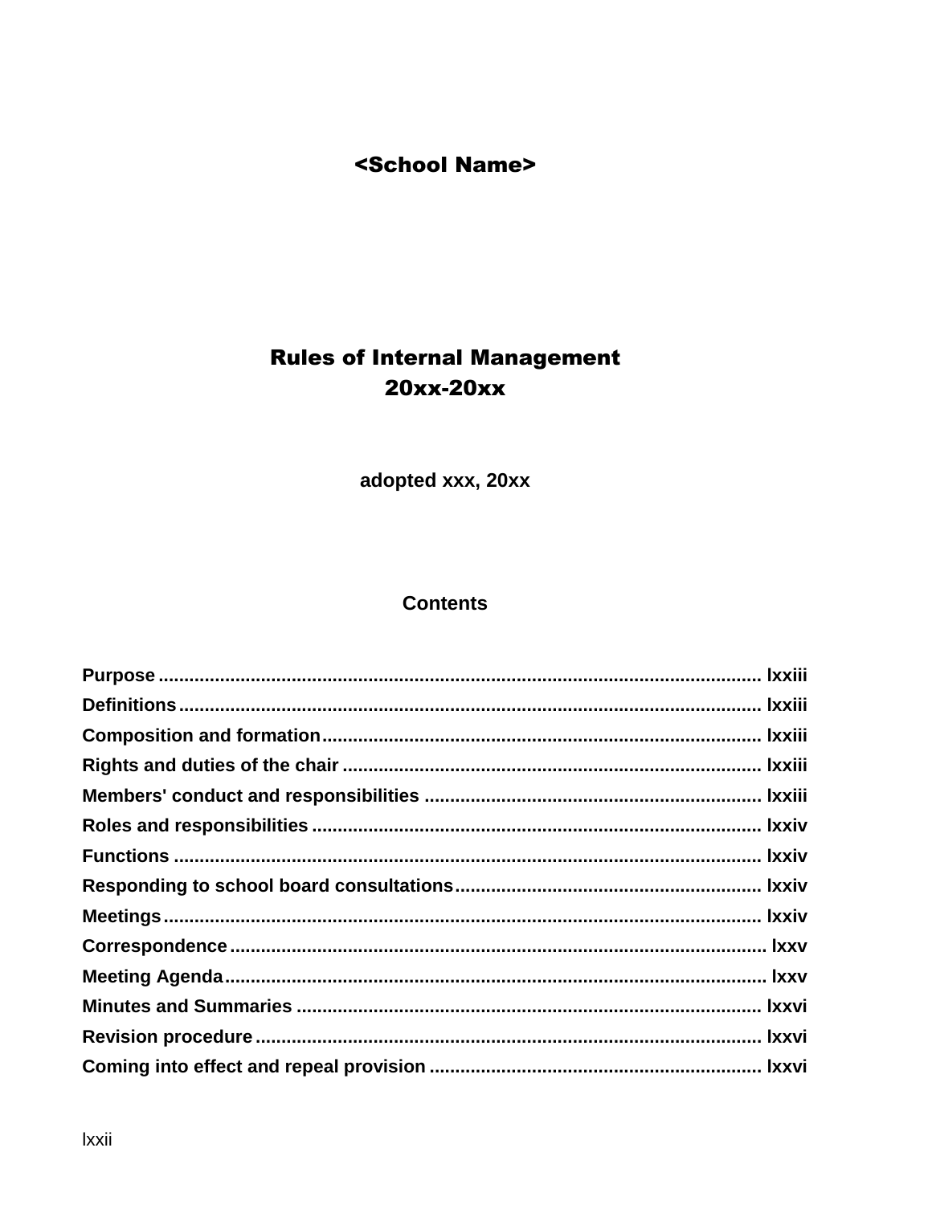# <School Name>

# Rules of Internal Management 20xx-20xx

**adopted xxx, 20xx**

## Contents

| | |
|---|---|
| **Purpose** | **lxxiii** |
| **Definitions** | **lxxiii** |
| **Composition and formation** | **lxxiii** |
| **Rights and duties of the chair** | **lxxiii** |
| **Members' conduct and responsibilities** | **lxxiii** |
| **Roles and responsibilities** | **lxxiv** |
| **Functions** | **lxxiv** |
| **Responding to school board consultations** | **lxxiv** |
| **Meetings** | **lxxiv** |
| **Correspondence** | **lxxv** |
| **Meeting Agenda** | **lxxv** |
| **Minutes and Summaries** | **lxxvi** |
| **Revision procedure** | **lxxvi** |
| **Coming into effect and repeal provision** | **lxxvi** |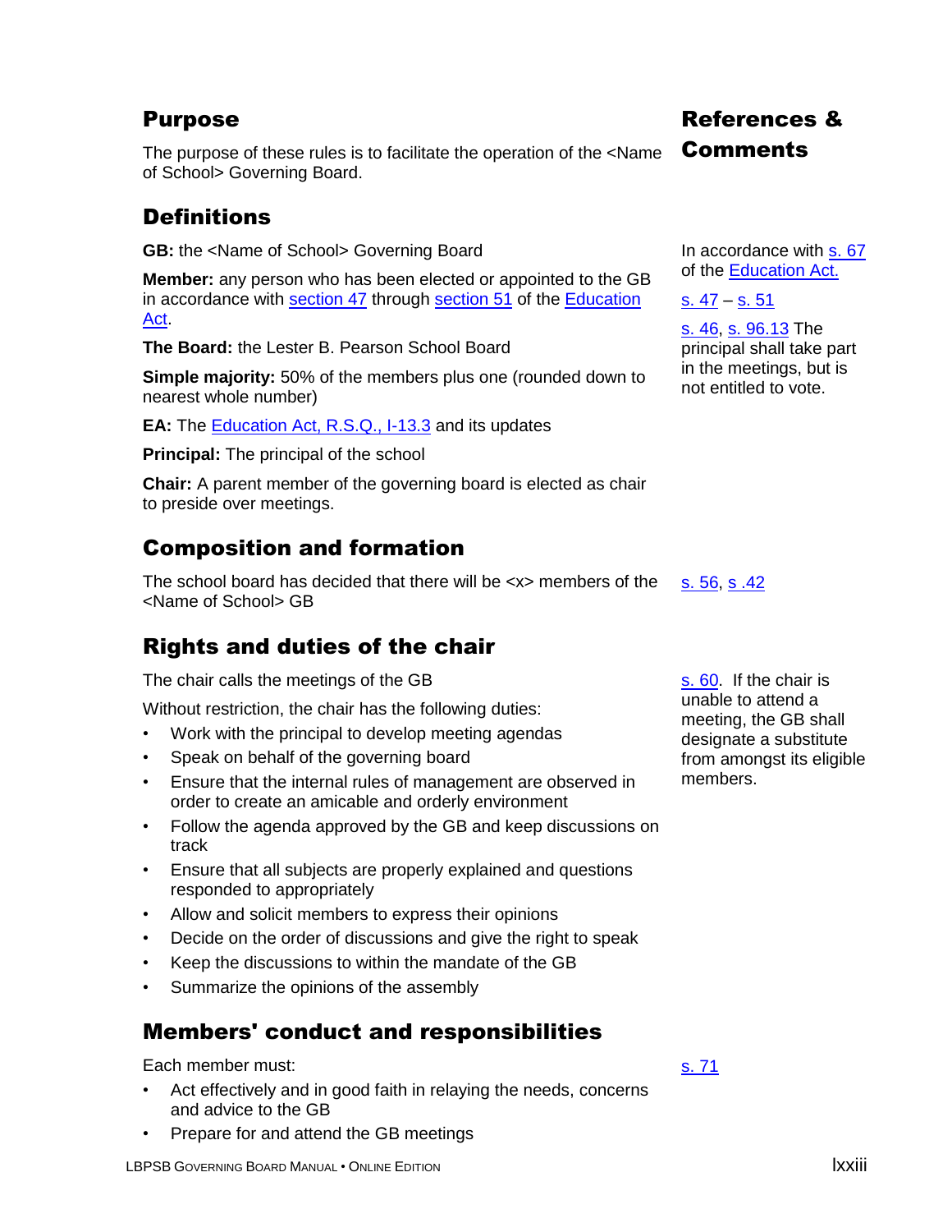## Purpose

The purpose of these rules is to facilitate the operation of the <Name of School> Governing Board.

## References & Comments

## Definitions

**GB:** the <Name of School> Governing Board

In accordance with s. 67 of the Education Act.

**Member:** any person who has been elected or appointed to the GB in accordance with section 47 through section 51 of the Education Act.

s. 47 – s. 51

**The Board:** the Lester B. Pearson School Board

s. 46, s. 96.13 The principal shall take part in the meetings, but is not entitled to vote.

**Simple majority:** 50% of the members plus one (rounded down to nearest whole number)

**EA:** The Education Act, R.S.Q., I-13.3 and its updates

**Principal:** The principal of the school

**Chair:** A parent member of the governing board is elected as chair to preside over meetings.

## Composition and formation

The school board has decided that there will be <x> members of the <Name of School> GB

s. 56, s .42

## Rights and duties of the chair

The chair calls the meetings of the GB

s. 60. If the chair is unable to attend a meeting, the GB shall designate a substitute from amongst its eligible members.

Without restriction, the chair has the following duties:

- Work with the principal to develop meeting agendas
- Speak on behalf of the governing board
- Ensure that the internal rules of management are observed in order to create an amicable and orderly environment
- Follow the agenda approved by the GB and keep discussions on track
- Ensure that all subjects are properly explained and questions responded to appropriately
- Allow and solicit members to express their opinions
- Decide on the order of discussions and give the right to speak
- Keep the discussions to within the mandate of the GB
- Summarize the opinions of the assembly

## Members' conduct and responsibilities

Each member must:

s. 71

- Act effectively and in good faith in relaying the needs, concerns and advice to the GB
- Prepare for and attend the GB meetings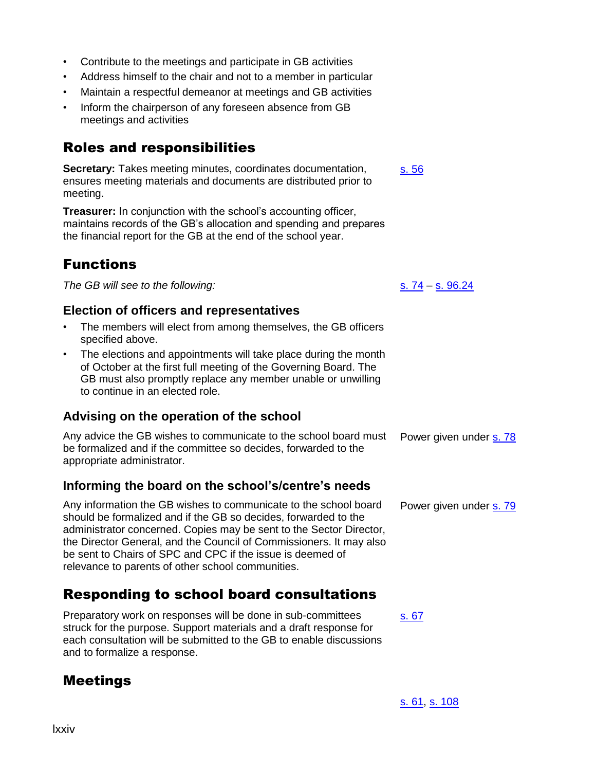- Contribute to the meetings and participate in GB activities
- Address himself to the chair and not to a member in particular
- Maintain a respectful demeanor at meetings and GB activities
- Inform the chairperson of any foreseen absence from GB meetings and activities

## Roles and responsibilities

**Secretary:** Takes meeting minutes, coordinates documentation, ensures meeting materials and documents are distributed prior to meeting.

s. 56

**Treasurer:** In conjunction with the school's accounting officer, maintains records of the GB's allocation and spending and prepares the financial report for the GB at the end of the school year.

## Functions

*The GB will see to the following:*

s. 74 – s. 96.24

### Election of officers and representatives

- The members will elect from among themselves, the GB officers specified above.
- The elections and appointments will take place during the month of October at the first full meeting of the Governing Board. The GB must also promptly replace any member unable or unwilling to continue in an elected role.

### Advising on the operation of the school

Any advice the GB wishes to communicate to the school board must be formalized and if the committee so decides, forwarded to the appropriate administrator.

Power given under s. 78

### Informing the board on the school's/centre's needs

Any information the GB wishes to communicate to the school board should be formalized and if the GB so decides, forwarded to the administrator concerned. Copies may be sent to the Sector Director, the Director General, and the Council of Commissioners. It may also be sent to Chairs of SPC and CPC if the issue is deemed of relevance to parents of other school communities.

Power given under s. 79

## Responding to school board consultations

Preparatory work on responses will be done in sub-committees struck for the purpose. Support materials and a draft response for each consultation will be submitted to the GB to enable discussions and to formalize a response.

s. 67

## Meetings

s. 61, s. 108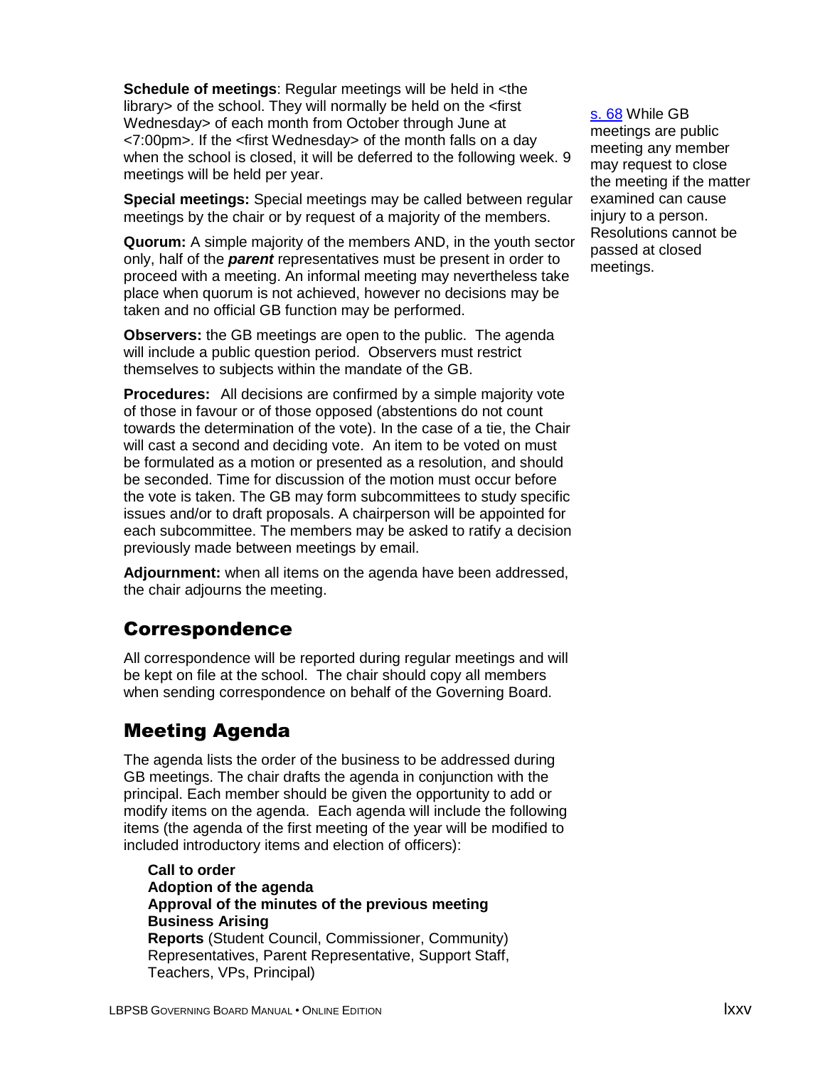**Schedule of meetings**: Regular meetings will be held in <the library> of the school. They will normally be held on the <first Wednesday> of each month from October through June at <7:00pm>. If the <first Wednesday> of the month falls on a day when the school is closed, it will be deferred to the following week. 9 meetings will be held per year.

**Special meetings:** Special meetings may be called between regular meetings by the chair or by request of a majority of the members.

**Quorum:** A simple majority of the members AND, in the youth sector only, half of the ***parent*** representatives must be present in order to proceed with a meeting. An informal meeting may nevertheless take place when quorum is not achieved, however no decisions may be taken and no official GB function may be performed.

**Observers:** the GB meetings are open to the public. The agenda will include a public question period. Observers must restrict themselves to subjects within the mandate of the GB.

**Procedures:** All decisions are confirmed by a simple majority vote of those in favour or of those opposed (abstentions do not count towards the determination of the vote). In the case of a tie, the Chair will cast a second and deciding vote. An item to be voted on must be formulated as a motion or presented as a resolution, and should be seconded. Time for discussion of the motion must occur before the vote is taken. The GB may form subcommittees to study specific issues and/or to draft proposals. A chairperson will be appointed for each subcommittee. The members may be asked to ratify a decision previously made between meetings by email.

**Adjournment:** when all items on the agenda have been addressed, the chair adjourns the meeting.

s. 68 While GB meetings are public meeting any member may request to close the meeting if the matter examined can cause injury to a person. Resolutions cannot be passed at closed meetings.

## Correspondence

All correspondence will be reported during regular meetings and will be kept on file at the school. The chair should copy all members when sending correspondence on behalf of the Governing Board.

## Meeting Agenda

The agenda lists the order of the business to be addressed during GB meetings. The chair drafts the agenda in conjunction with the principal. Each member should be given the opportunity to add or modify items on the agenda. Each agenda will include the following items (the agenda of the first meeting of the year will be modified to included introductory items and election of officers):

**Call to order**
**Adoption of the agenda**
**Approval of the minutes of the previous meeting**
**Business Arising**
**Reports** (Student Council, Commissioner, Community) Representatives, Parent Representative, Support Staff, Teachers, VPs, Principal)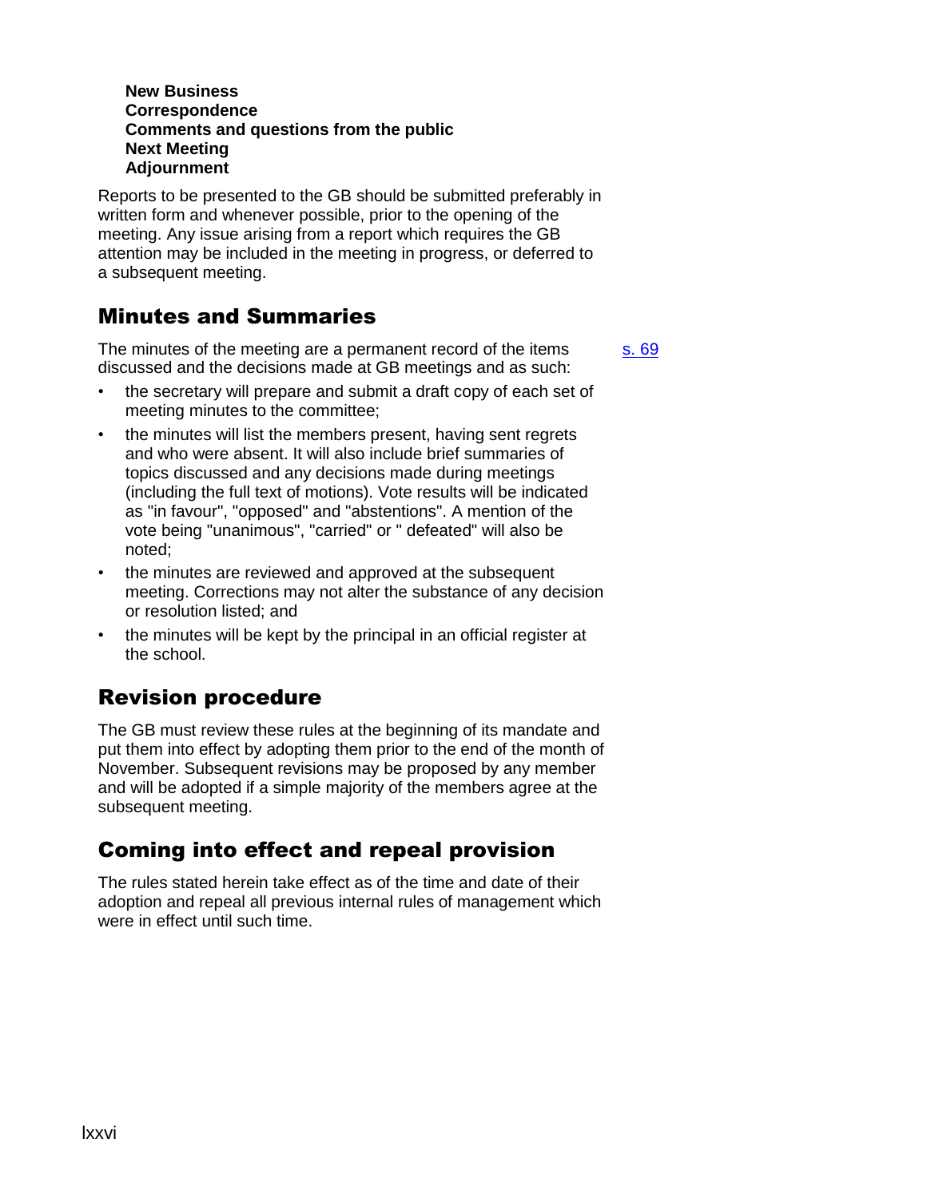**New Business**
**Correspondence**
**Comments and questions from the public**
**Next Meeting**
**Adjournment**

Reports to be presented to the GB should be submitted preferably in written form and whenever possible, prior to the opening of the meeting. Any issue arising from a report which requires the GB attention may be included in the meeting in progress, or deferred to a subsequent meeting.

## Minutes and Summaries

The minutes of the meeting are a permanent record of the items discussed and the decisions made at GB meetings and as such: s. 69

- the secretary will prepare and submit a draft copy of each set of meeting minutes to the committee;
- the minutes will list the members present, having sent regrets and who were absent. It will also include brief summaries of topics discussed and any decisions made during meetings (including the full text of motions). Vote results will be indicated as "in favour", "opposed" and "abstentions". A mention of the vote being "unanimous", "carried" or " defeated" will also be noted;
- the minutes are reviewed and approved at the subsequent meeting. Corrections may not alter the substance of any decision or resolution listed; and
- the minutes will be kept by the principal in an official register at the school.

## Revision procedure

The GB must review these rules at the beginning of its mandate and put them into effect by adopting them prior to the end of the month of November. Subsequent revisions may be proposed by any member and will be adopted if a simple majority of the members agree at the subsequent meeting.

## Coming into effect and repeal provision

The rules stated herein take effect as of the time and date of their adoption and repeal all previous internal rules of management which were in effect until such time.